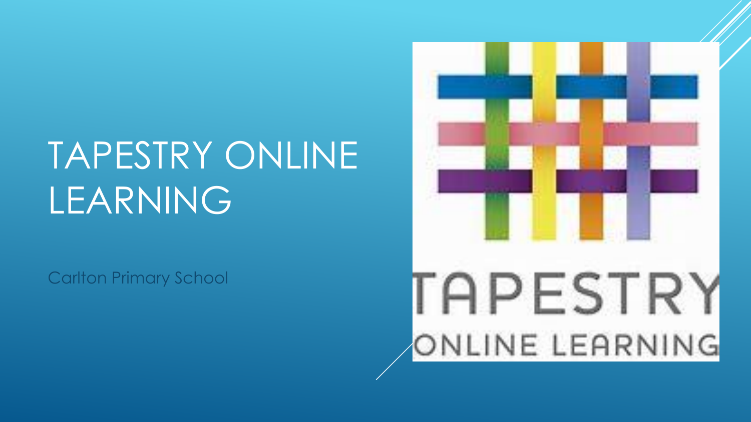# TAPESTRY ONLINE LEARNING

Carlton Primary School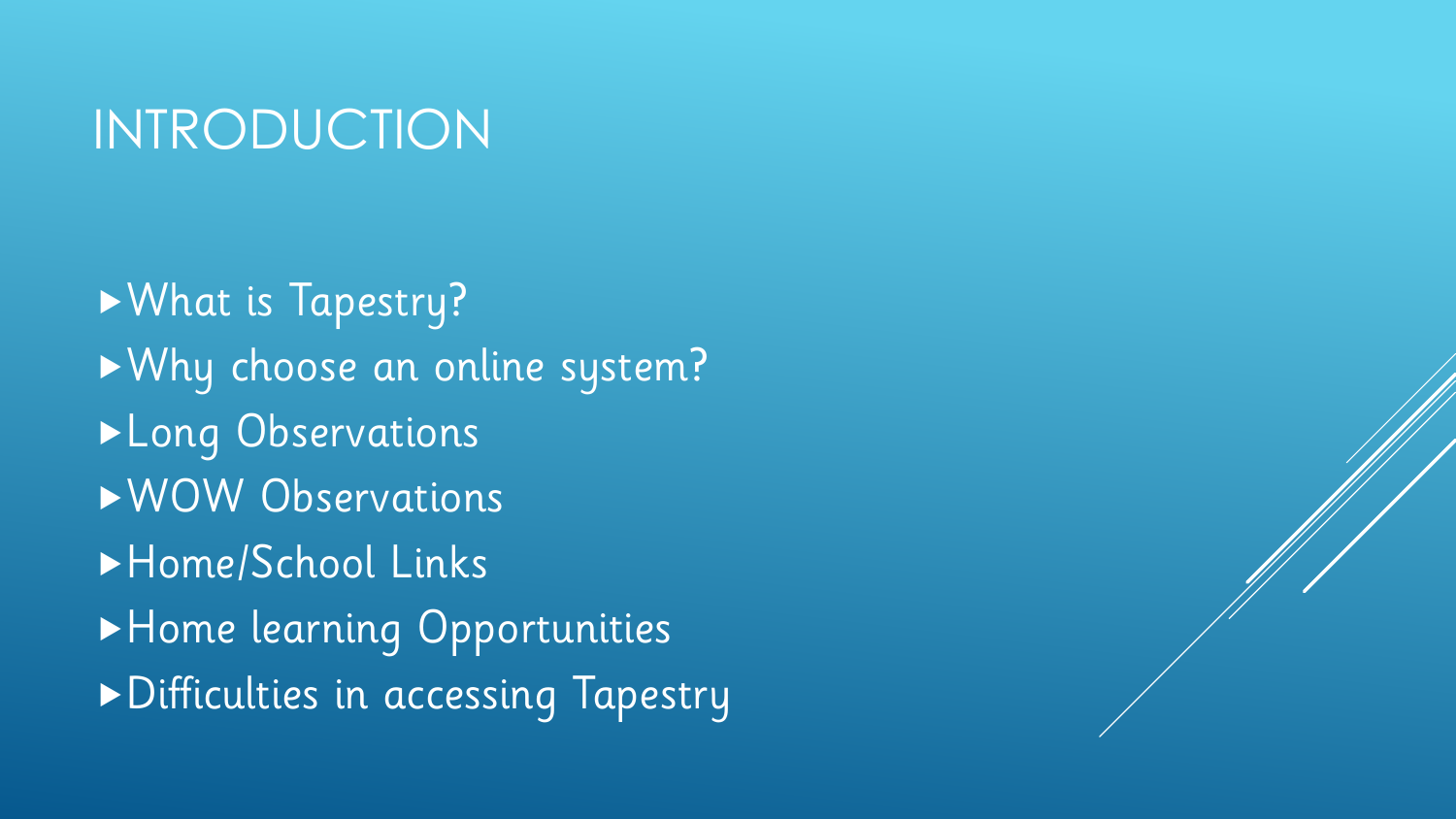# INTRODUCTION

- What is Tapestry?
- Why choose an online system?
- Long Observations
- WOW Observations
- Home/School Links
- Home learning Opportunities
- Difficulties in accessing Tapestry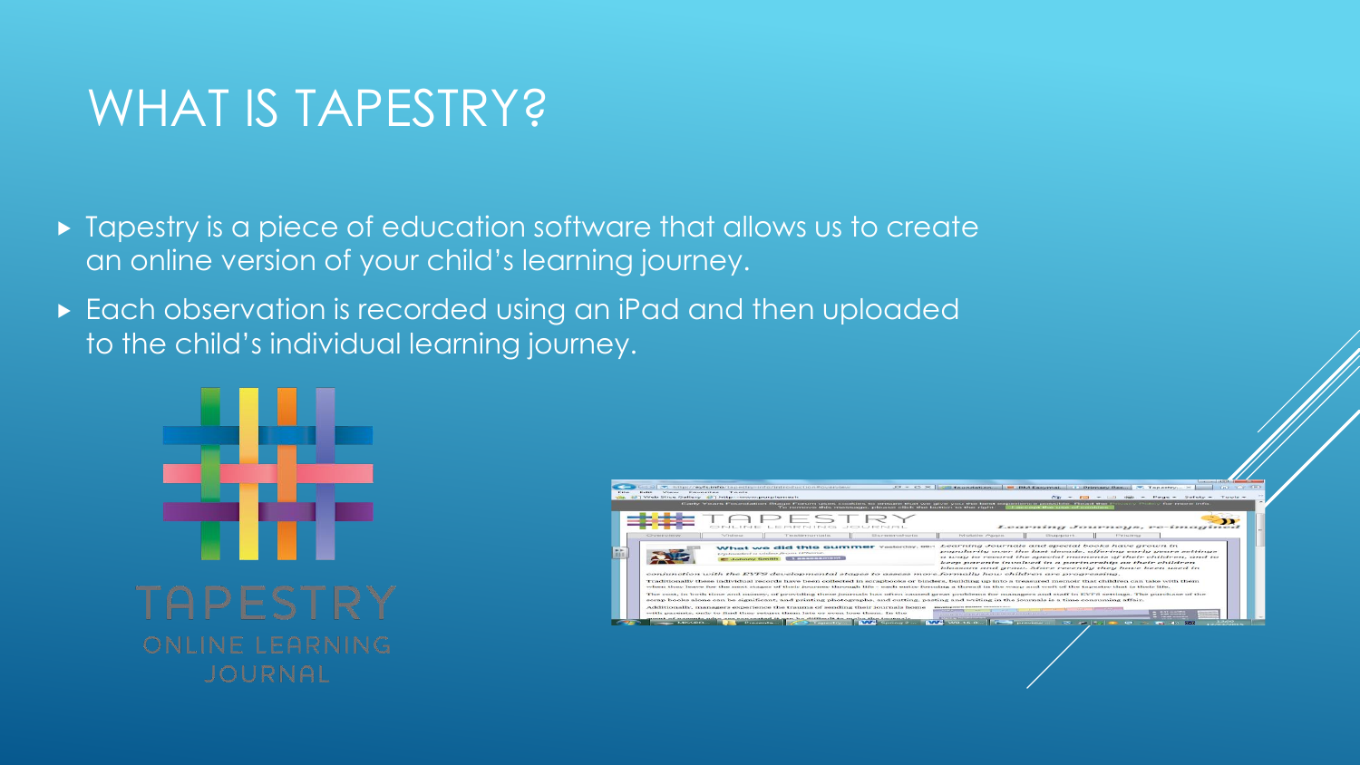# WHAT IS TAPESTRY?

- Tapestry is a piece of education software that allows us to create an online version of your child's learning journey.
- Each observation is recorded using an iPad and then uploaded to the child's individual learning journey.

TAPESTRY
ONLINE LEARNING JOURNAL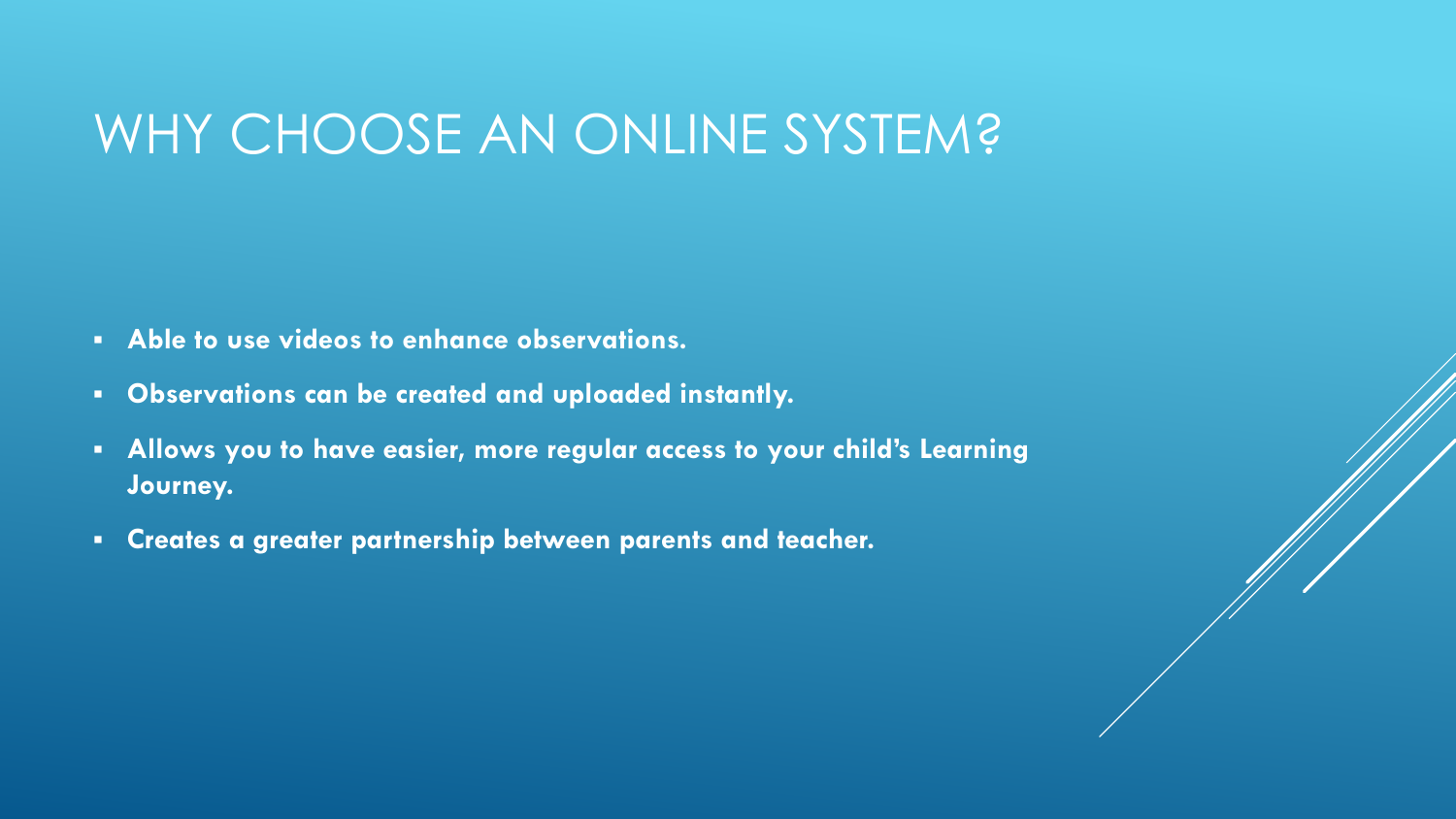# WHY CHOOSE AN ONLINE SYSTEM?

- **Able to use videos to enhance observations.**
- **Observations can be created and uploaded instantly.**
- **Allows you to have easier, more regular access to your child's Learning Journey.**
- **Creates a greater partnership between parents and teacher.**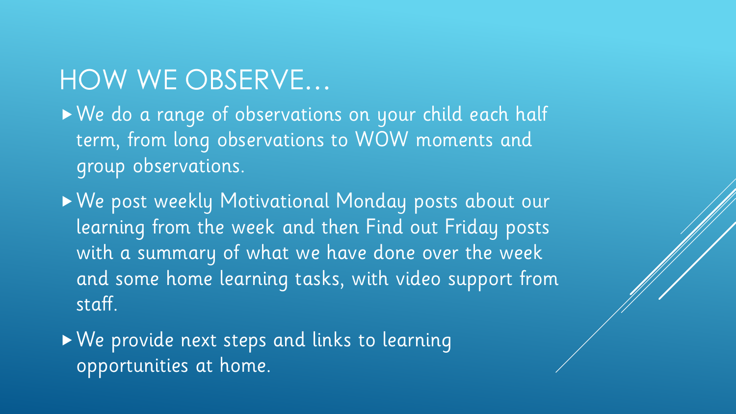# HOW WE OBSERVE…

- We do a range of observations on your child each half term, from long observations to WOW moments and group observations.
- We post weekly Motivational Monday posts about our learning from the week and then Find out Friday posts with a summary of what we have done over the week and some home learning tasks, with video support from staff.
- We provide next steps and links to learning opportunities at home.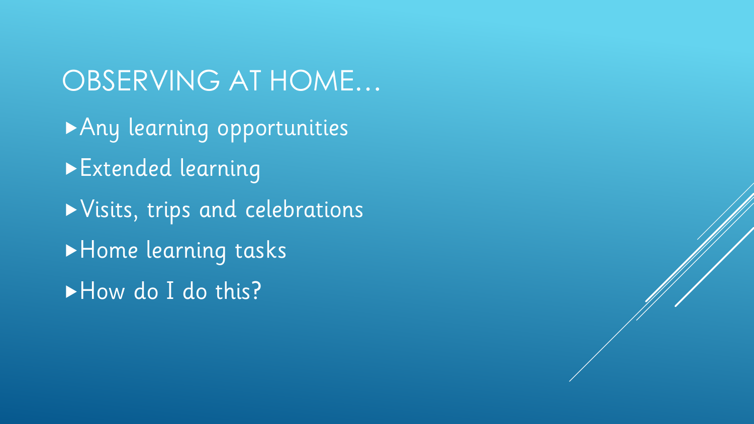# OBSERVING AT HOME…

- Any learning opportunities
- Extended learning
- Visits, trips and celebrations
- Home learning tasks
- How do I do this?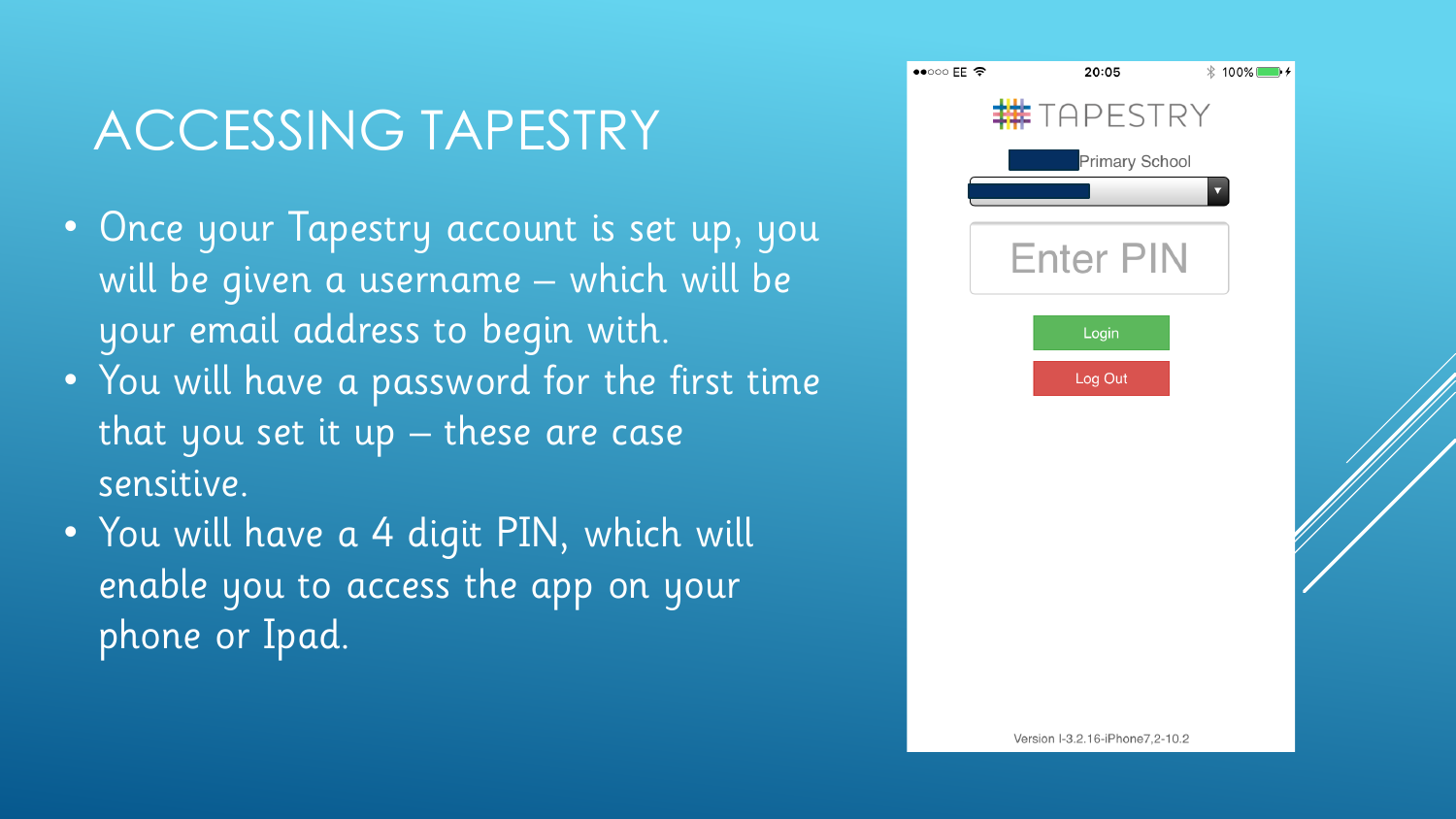# ACCESSING TAPESTRY

- Once your Tapestry account is set up, you will be given a username – which will be your email address to begin with.
- You will have a password for the first time that you set it up – these are case sensitive.
- You will have a 4 digit PIN, which will enable you to access the app on your phone or Ipad.

TAPESTRY

Primary School

Enter PIN

Login

Log Out

Version I-3.2.16-iPhone7,2-10.2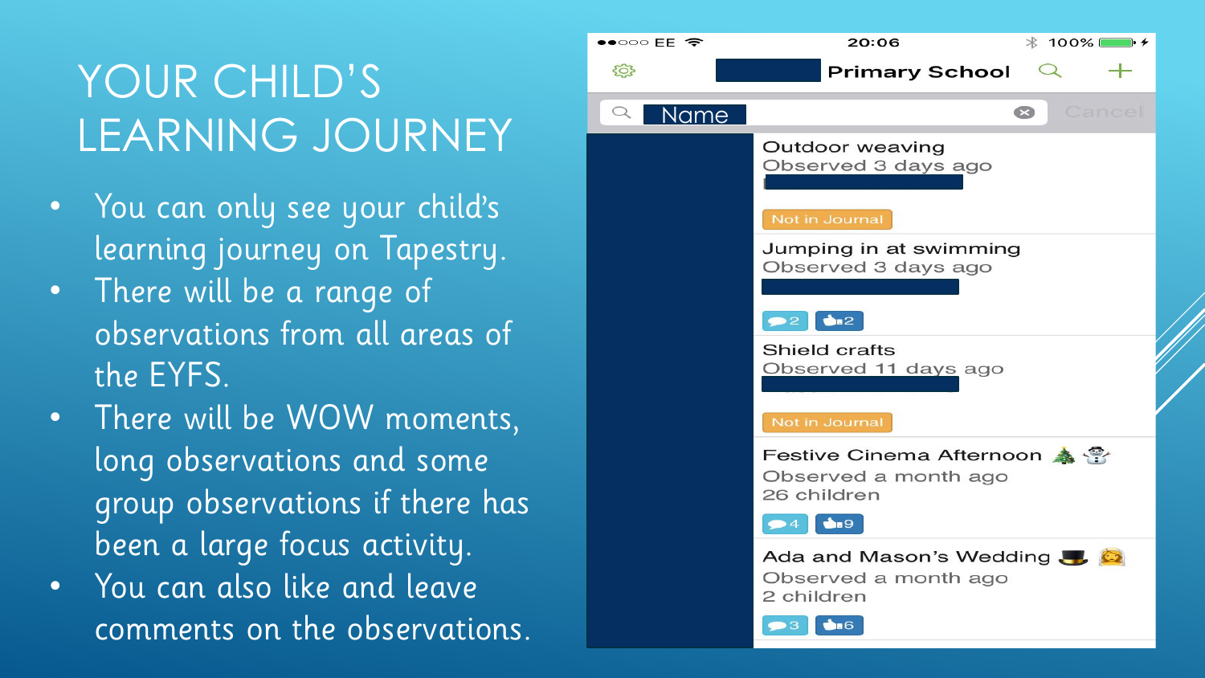# YOUR CHILD'S LEARNING JOURNEY

- You can only see your child's learning journey on Tapestry.
- There will be a range of observations from all areas of the EYFS.
- There will be WOW moments, long observations and some group observations if there has been a large focus activity.
- You can also like and leave comments on the observations.

Primary School

Name

Cancel

**Outdoor weaving**
Observed 3 days ago
Not in Journal

**Jumping in at swimming**
Observed 3 days ago
2 | 2

**Shield crafts**
Observed 11 days ago
Not in Journal

**Festive Cinema Afternoon** 🎄 ⛄
Observed a month ago
26 children
4 | 9

**Ada and Mason's Wedding** 🎩 👰
Observed a month ago
2 children
3 | 6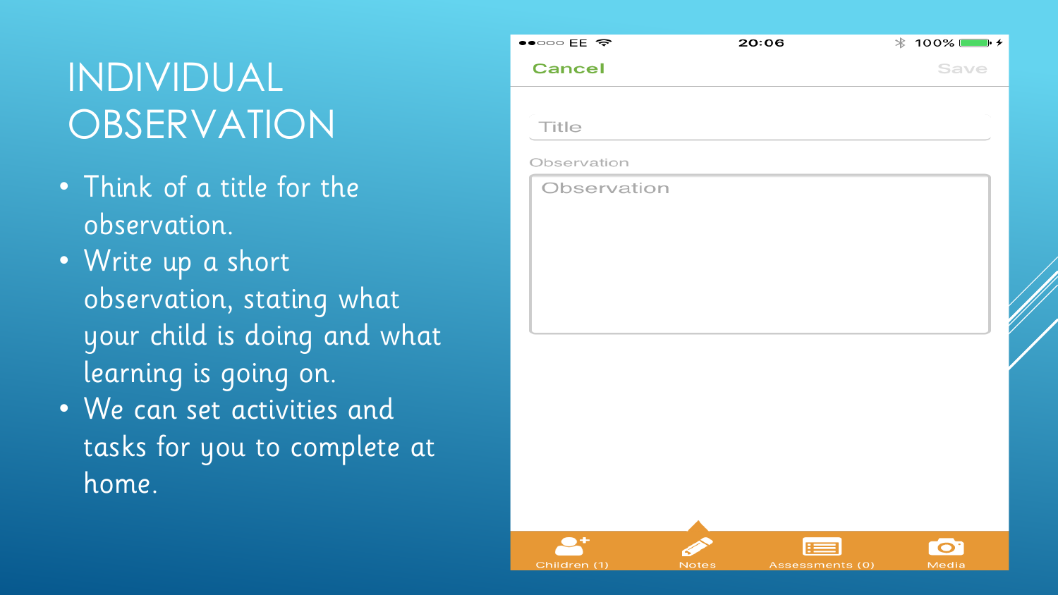# INDIVIDUAL OBSERVATION

- Think of a title for the observation.
- Write up a short observation, stating what your child is doing and what learning is going on.
- We can set activities and tasks for you to complete at home.

Cancel

Save

Title

Observation

Observation

Children (1)

Notes

Assessments (0)

Media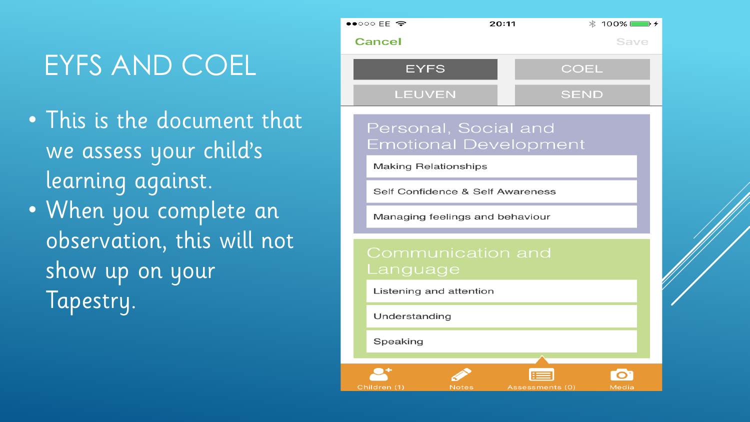# EYFS AND COEL

- This is the document that we assess your child's learning against.
- When you complete an observation, this will not show up on your Tapestry.

Cancel | Save

EYFS | COEL
LEUVEN | SEND

**Personal, Social and Emotional Development**

- Making Relationships
- Self Confidence & Self Awareness
- Managing feelings and behaviour

**Communication and Language**

- Listening and attention
- Understanding
- Speaking

Children (1) | Notes | Assessments (0) | Media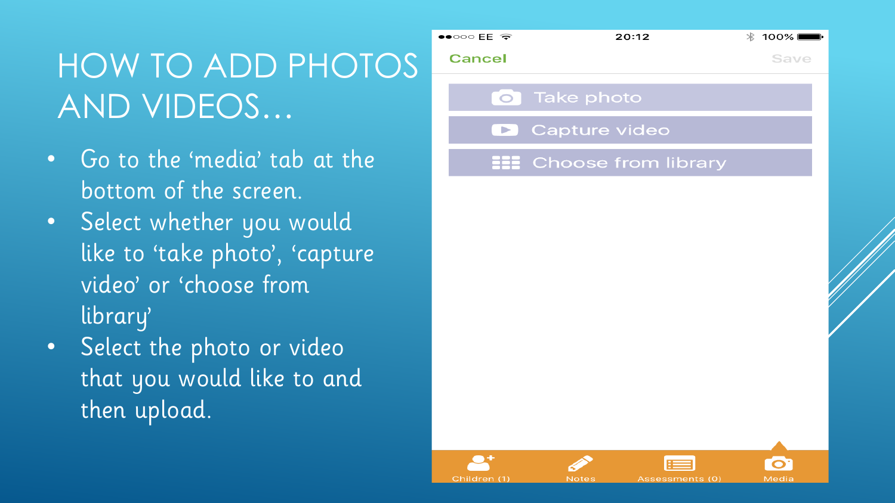# HOW TO ADD PHOTOS AND VIDEOS…

- Go to the 'media' tab at the bottom of the screen.
- Select whether you would like to 'take photo', 'capture video' or 'choose from library'
- Select the photo or video that you would like to and then upload.

Cancel | Save

- Take photo
- Capture video
- Choose from library

Children (1) | Notes | Assessments (0) | Media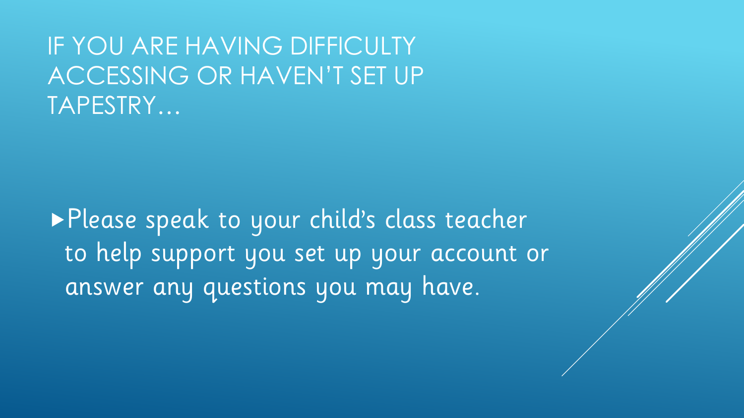# IF YOU ARE HAVING DIFFICULTY ACCESSING OR HAVEN'T SET UP TAPESTRY…

- Please speak to your child's class teacher to help support you set up your account or answer any questions you may have.